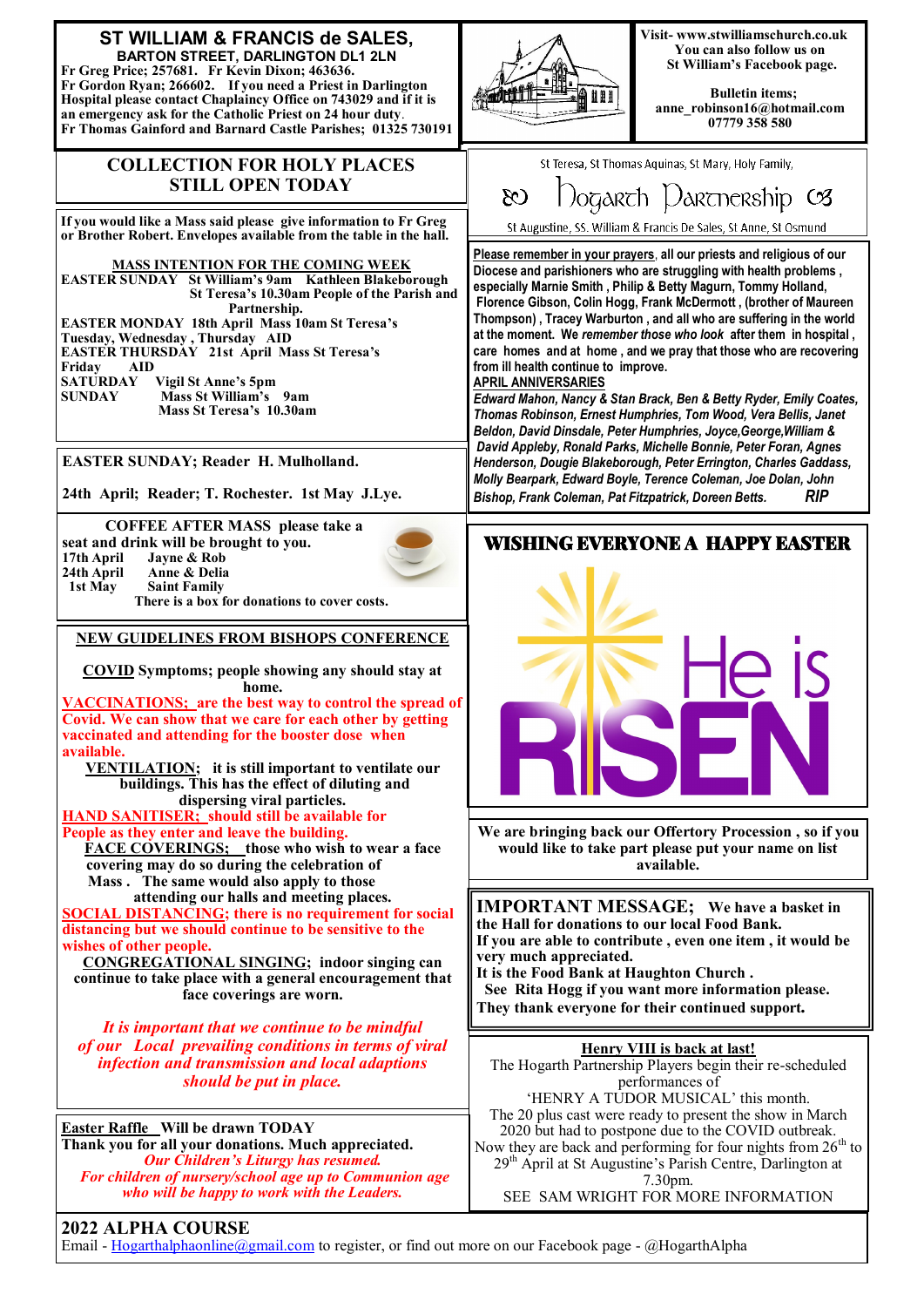# ST WILLIAM & FRANCIS de SALES,

**BARTON STREET, DARLINGTON DL1 2LN**

**Fr Greg Price; 257681. Fr Kevin Dixon; 463636.**
**Fr Gordon Ryan; 266602. If you need a Priest in Darlington Hospital please contact Chaplaincy Office on 743029 and if it is an emergency ask for the Catholic Priest on 24 hour duty.**
**Fr Thomas Gainford and Barnard Castle Parishes; 01325 730191**

**Visit- www.stwilliamschurch.co.uk**
**You can also follow us on St William's Facebook page.**

**Bulletin items; anne_robinson16@hotmail.com 07779 358 580**

## COLLECTION FOR HOLY PLACES STILL OPEN TODAY

St Teresa, St Thomas Aquinas, St Mary, Holy Family,

## Hogarth Partnership

St Augustine, SS. William & Francis De Sales, St Anne, St Osmund

**If you would like a Mass said please give information to Fr Greg or Brother Robert. Envelopes available from the table in the hall.**

**MASS INTENTION FOR THE COMING WEEK**

**EASTER SUNDAY St William's 9am Kathleen Blakeborough**
**St Teresa's 10.30am People of the Parish and Partnership.**
**EASTER MONDAY 18th April Mass 10am St Teresa's**
**Tuesday, Wednesday , Thursday AID**
**EASTER THURSDAY 21st April Mass St Teresa's**
**Friday AID**
**SATURDAY Vigil St Anne's 5pm**
**SUNDAY Mass St William's 9am**
**Mass St Teresa's 10.30am**

**Please remember in your prayers, all our priests and religious of our Diocese and parishioners who are struggling with health problems , especially Marnie Smith , Philip & Betty Magurn, Tommy Holland, Florence Gibson, Colin Hogg, Frank McDermott , (brother of Maureen Thompson) , Tracey Warburton , and all who are suffering in the world at the moment. We *remember those who look* after them in hospital , care homes and at home , and we pray that those who are recovering from ill health continue to improve.**

**APRIL ANNIVERSARIES**

***Edward Mahon, Nancy & Stan Brack, Ben & Betty Ryder, Emily Coates, Thomas Robinson, Ernest Humphries, Tom Wood, Vera Bellis, Janet Beldon, David Dinsdale, Peter Humphries, Joyce,George,William & David Appleby, Ronald Parks, Michelle Bonnie, Peter Foran, Agnes Henderson, Dougie Blakeborough, Peter Errington, Charles Gaddass, Molly Bearpark, Edward Boyle, Terence Coleman, Joe Dolan, John Bishop, Frank Coleman, Pat Fitzpatrick, Doreen Betts. RIP***

**EASTER SUNDAY; Reader H. Mulholland.**

**24th April; Reader; T. Rochester. 1st May J.Lye.**

**COFFEE AFTER MASS please take a seat and drink will be brought to you.**

| | |
|---|---|
| **17th April** | **Jayne & Rob** |
| **24th April** | **Anne & Delia** |
| **1st May** | **Saint Family** |

**There is a box for donations to cover costs.**

## WISHING EVERYONE A HAPPY EASTER

He is RISEN

**NEW GUIDELINES FROM BISHOPS CONFERENCE**

**COVID Symptoms; people showing any should stay at home.**

**VACCINATIONS; are the best way to control the spread of Covid. We can show that we care for each other by getting vaccinated and attending for the booster dose when available.**

**VENTILATION; it is still important to ventilate our buildings. This has the effect of diluting and dispersing viral particles.**

**HAND SANITISER; should still be available for People as they enter and leave the building.**

**FACE COVERINGS; those who wish to wear a face covering may do so during the celebration of Mass . The same would also apply to those attending our halls and meeting places.**

**SOCIAL DISTANCING; there is no requirement for social distancing but we should continue to be sensitive to the wishes of other people.**

**CONGREGATIONAL SINGING; indoor singing can continue to take place with a general encouragement that face coverings are worn.**

***It is important that we continue to be mindful of our Local prevailing conditions in terms of viral infection and transmission and local adaptions should be put in place.***

**We are bringing back our Offertory Procession , so if you would like to take part please put your name on list available.**

**IMPORTANT MESSAGE; We have a basket in the Hall for donations to our local Food Bank.**
**If you are able to contribute , even one item , it would be very much appreciated.**
**It is the Food Bank at Haughton Church .**
**See Rita Hogg if you want more information please.**
**They thank everyone for their continued support.**

**Easter Raffle Will be drawn TODAY**
**Thank you for all your donations. Much appreciated.**
***Our Children's Liturgy has resumed.***
***For children of nursery/school age up to Communion age who will be happy to work with the Leaders.***

**Henry VIII is back at last!**

The Hogarth Partnership Players begin their re-scheduled performances of 'HENRY A TUDOR MUSICAL' this month. The 20 plus cast were ready to present the show in March 2020 but had to postpone due to the COVID outbreak. Now they are back and performing for four nights from 26th to 29th April at St Augustine's Parish Centre, Darlington at 7.30pm.

SEE SAM WRIGHT FOR MORE INFORMATION

## 2022 ALPHA COURSE

Email - Hogarthalphaonline@gmail.com to register, or find out more on our Facebook page - @HogarthAlpha